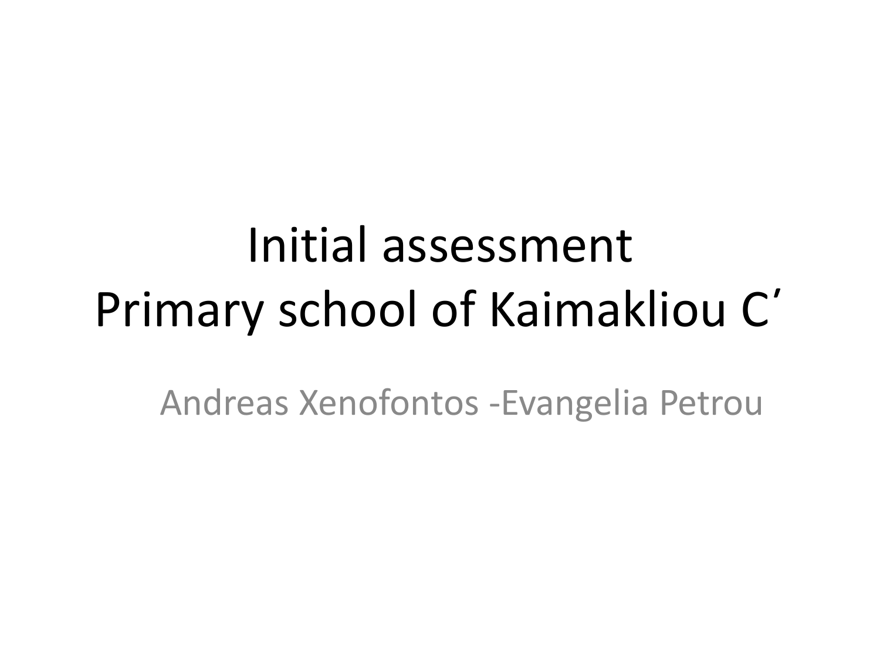# Initial assessment
# Primary school of Kaimakliou C’

Andreas Xenofontos -Evangelia Petrou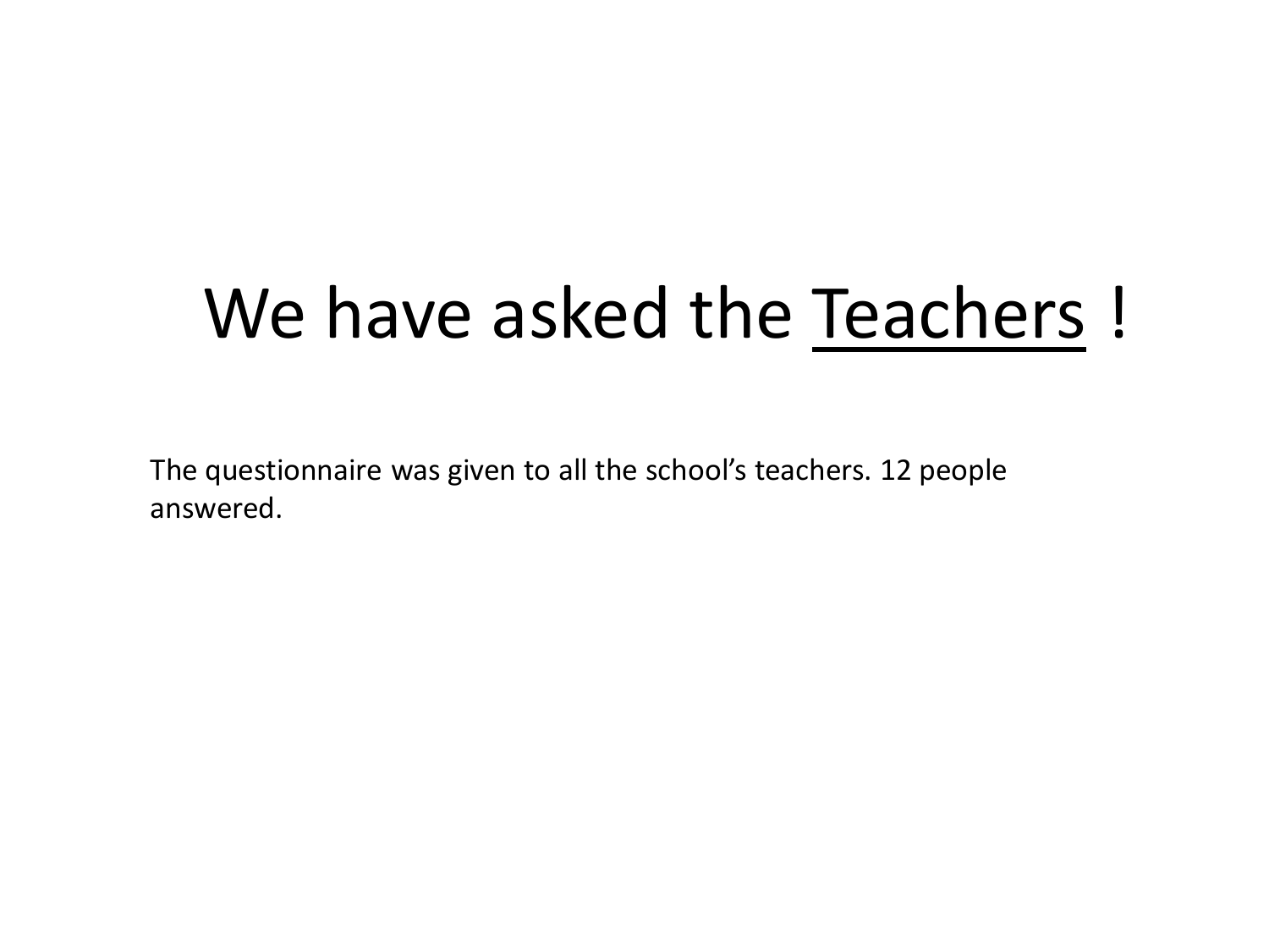# We have asked the <u>Teachers</u> !

The questionnaire was given to all the school's teachers. 12 people answered.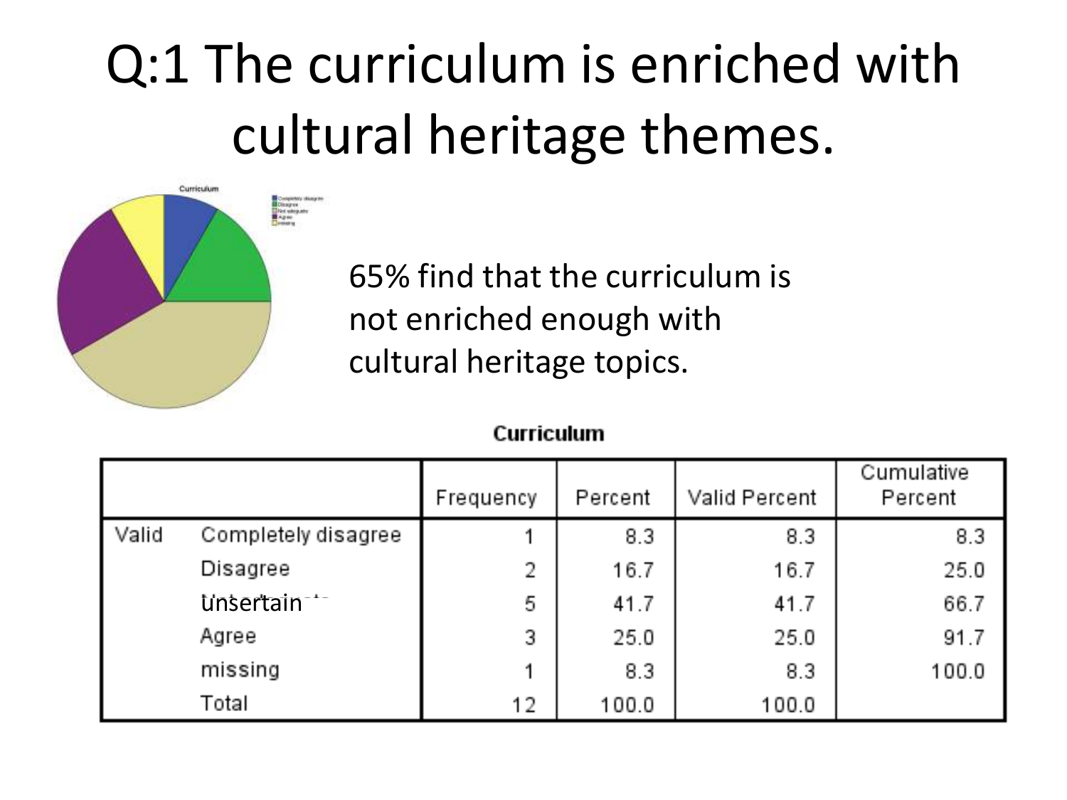# Q:1 The curriculum is enriched with cultural heritage themes.

65% find that the curriculum is not enriched enough with cultural heritage topics.

**Curriculum**

| | | Frequency | Percent | Valid Percent | Cumulative Percent |
|---|---|---|---|---|---|
| Valid | Completely disagree | 1 | 8.3 | 8.3 | 8.3 |
| | Disagree | 2 | 16.7 | 16.7 | 25.0 |
| | unsertain | 5 | 41.7 | 41.7 | 66.7 |
| | Agree | 3 | 25.0 | 25.0 | 91.7 |
| | missing | 1 | 8.3 | 8.3 | 100.0 |
| | Total | 12 | 100.0 | 100.0 | |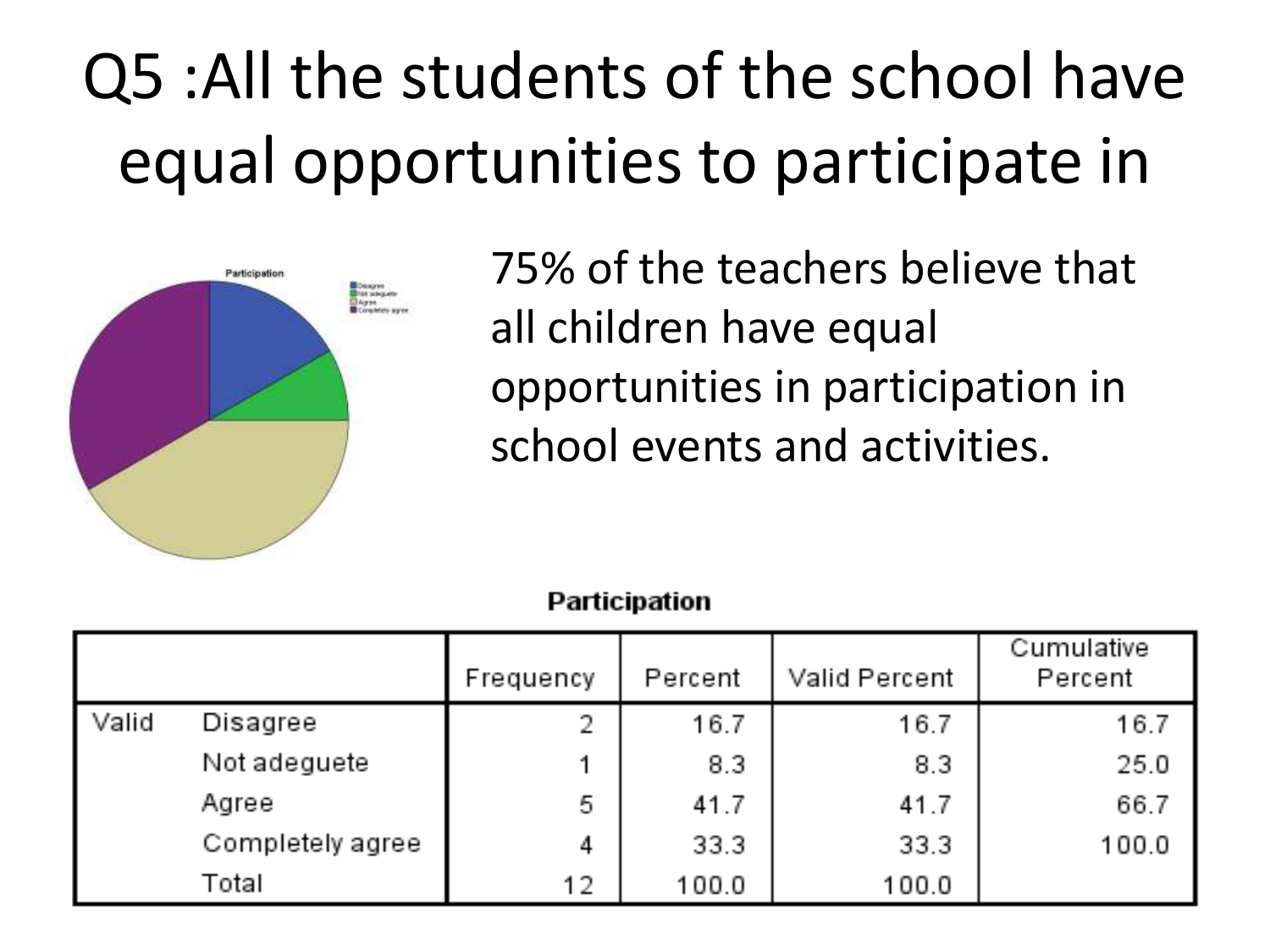# Q5 :All the students of the school have equal opportunities to participate in

75% of the teachers believe that all children have equal opportunities in participation in school events and activities.

**Participation**

| | | Frequency | Percent | Valid Percent | Cumulative Percent |
|---|---|---|---|---|---|
| Valid | Disagree | 2 | 16.7 | 16.7 | 16.7 |
| | Not adeguete | 1 | 8.3 | 8.3 | 25.0 |
| | Agree | 5 | 41.7 | 41.7 | 66.7 |
| | Completely agree | 4 | 33.3 | 33.3 | 100.0 |
| | Total | 12 | 100.0 | 100.0 | |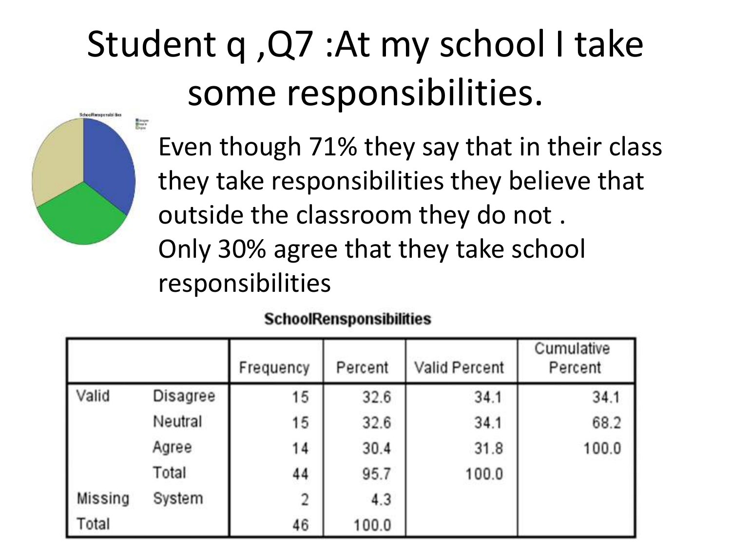# Student q ,Q7 :At my school I take some responsibilities.

Even though 71% they say that in their class they take responsibilities they believe that outside the classroom they do not .
Only 30% agree that they take school responsibilities

**SchoolRensponsibilities**

| | | Frequency | Percent | Valid Percent | Cumulative Percent |
|---|---|---|---|---|---|
| Valid | Disagree | 15 | 32.6 | 34.1 | 34.1 |
| | Neutral | 15 | 32.6 | 34.1 | 68.2 |
| | Agree | 14 | 30.4 | 31.8 | 100.0 |
| | Total | 44 | 95.7 | 100.0 | |
| Missing | System | 2 | 4.3 | | |
| Total | | 46 | 100.0 | | |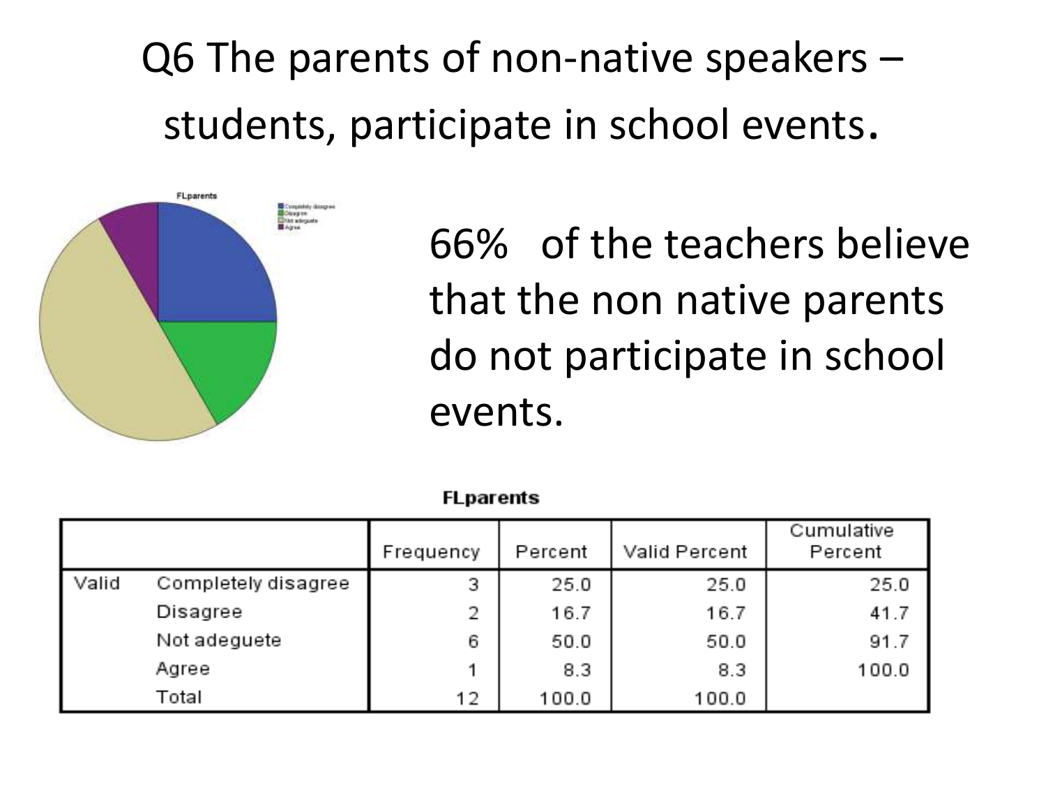# Q6 The parents of non-native speakers – students, participate in school events.

66% of the teachers believe that the non native parents do not participate in school events.

**FLparents**

| | | Frequency | Percent | Valid Percent | Cumulative Percent |
|---|---|---|---|---|---|
| Valid | Completely disagree | 3 | 25.0 | 25.0 | 25.0 |
| | Disagree | 2 | 16.7 | 16.7 | 41.7 |
| | Not adeguete | 6 | 50.0 | 50.0 | 91.7 |
| | Agree | 1 | 8.3 | 8.3 | 100.0 |
| | Total | 12 | 100.0 | 100.0 | |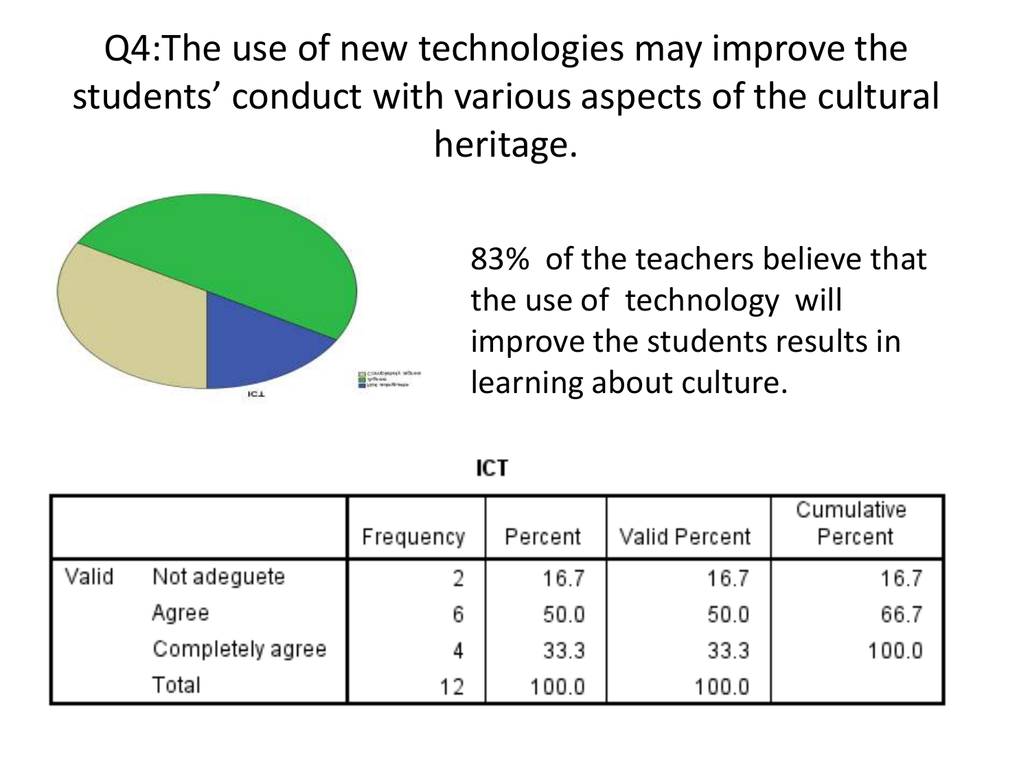# Q4:The use of new technologies may improve the students' conduct with various aspects of the cultural heritage.

83% of the teachers believe that the use of technology will improve the students results in learning about culture.

**ICT**

| | | Frequency | Percent | Valid Percent | Cumulative Percent |
|---|---|---|---|---|---|
| Valid | Not adeguete | 2 | 16.7 | 16.7 | 16.7 |
| | Agree | 6 | 50.0 | 50.0 | 66.7 |
| | Completely agree | 4 | 33.3 | 33.3 | 100.0 |
| | Total | 12 | 100.0 | 100.0 | |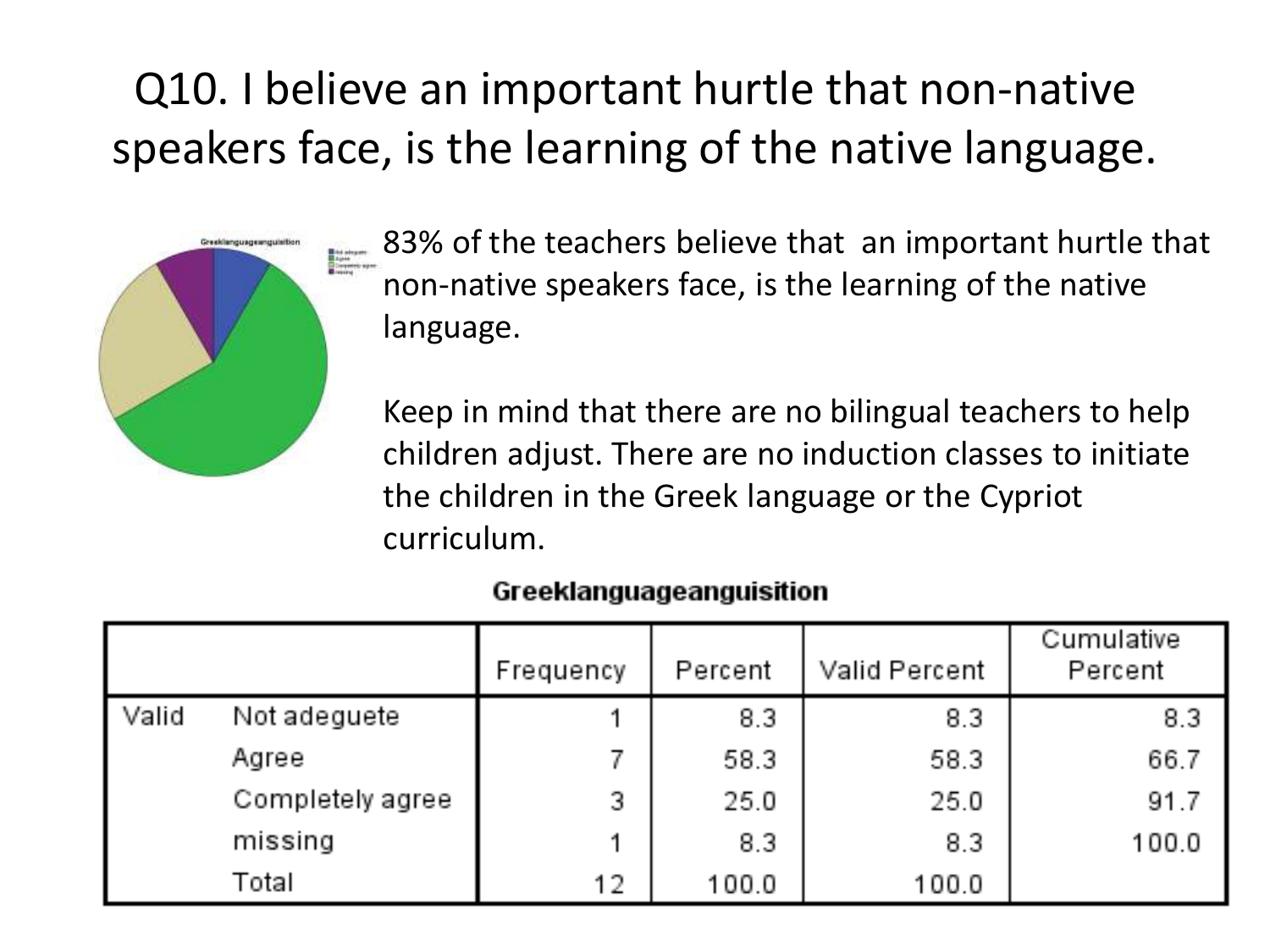# Q10. I believe an important hurtle that non-native speakers face, is the learning of the native language.

83% of the teachers believe that an important hurtle that non-native speakers face, is the learning of the native language.

Keep in mind that there are no bilingual teachers to help children adjust. There are no induction classes to initiate the children in the Greek language or the Cypriot curriculum.

**Greeklanguageanguisition**

| | | Frequency | Percent | Valid Percent | Cumulative Percent |
|---|---|---|---|---|---|
| Valid | Not adeguete | 1 | 8.3 | 8.3 | 8.3 |
| | Agree | 7 | 58.3 | 58.3 | 66.7 |
| | Completely agree | 3 | 25.0 | 25.0 | 91.7 |
| | missing | 1 | 8.3 | 8.3 | 100.0 |
| | Total | 12 | 100.0 | 100.0 | |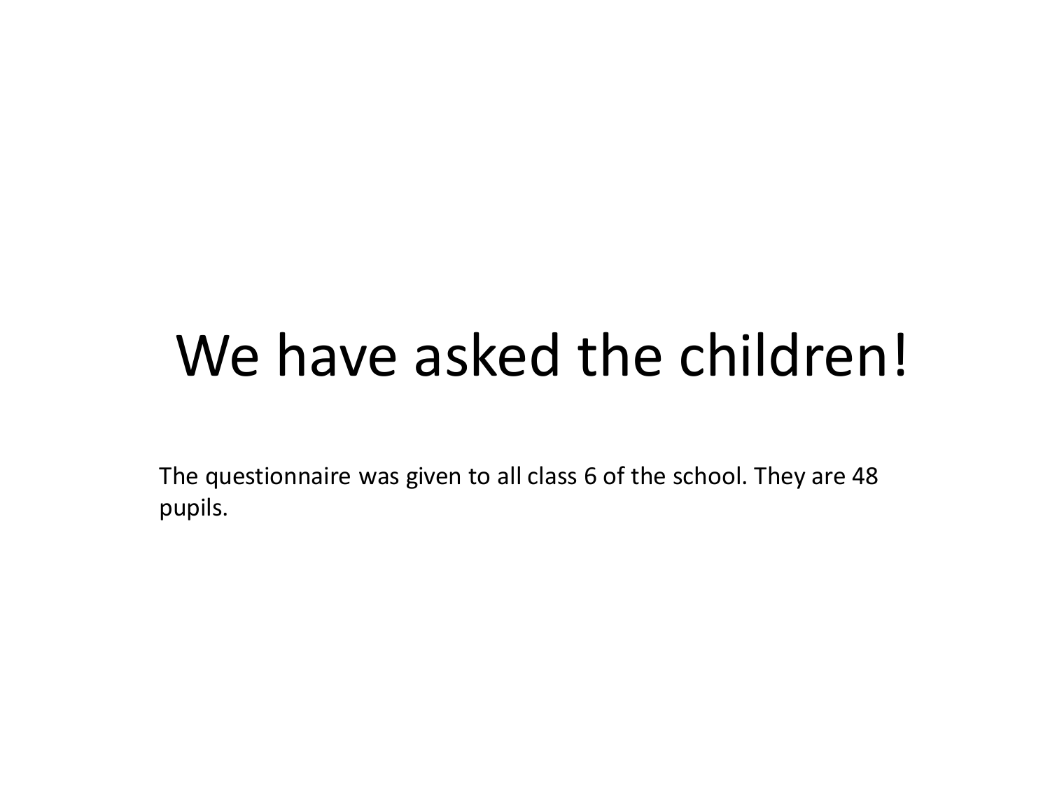# We have asked the children!

The questionnaire was given to all class 6 of the school. They are 48 pupils.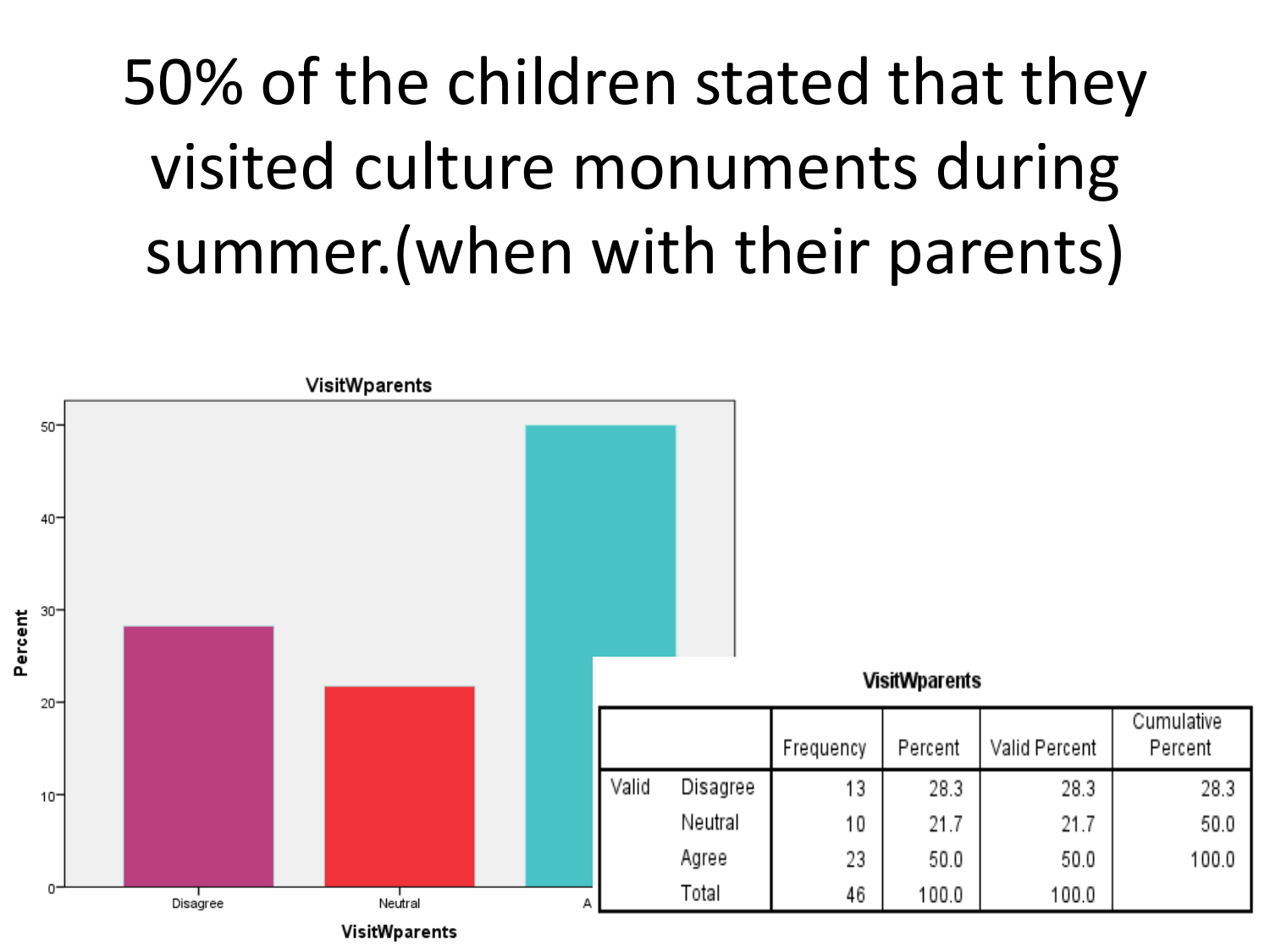# 50% of the children stated that they visited culture monuments during summer.(when with their parents)

**VisitWparents**

| | | Frequency | Percent | Valid Percent | Cumulative Percent |
|---|---|---|---|---|---|
| Valid | Disagree | 13 | 28.3 | 28.3 | 28.3 |
| | Neutral | 10 | 21.7 | 21.7 | 50.0 |
| | Agree | 23 | 50.0 | 50.0 | 100.0 |
| | Total | 46 | 100.0 | 100.0 | |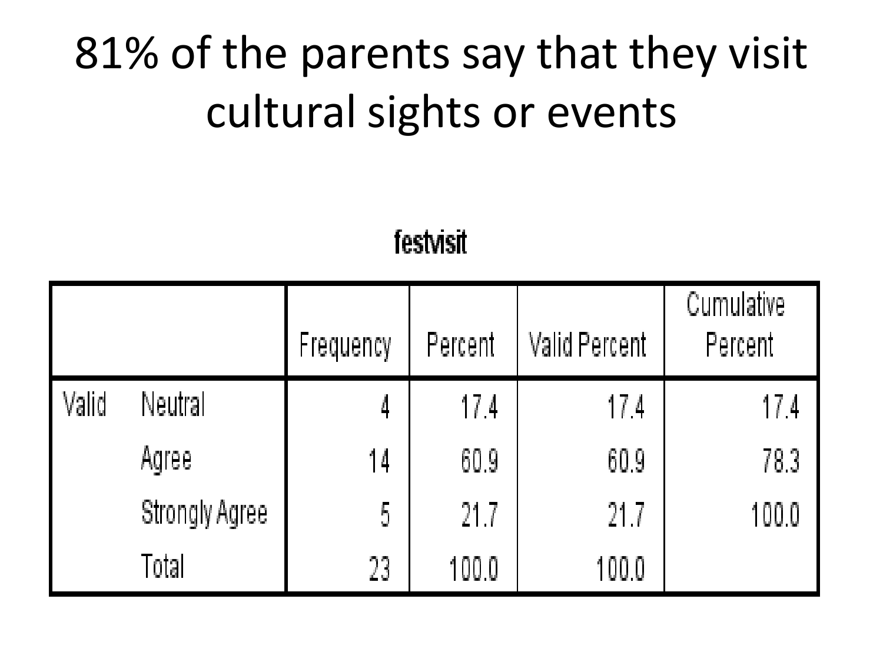# 81% of the parents say that they visit cultural sights or events

**festvisit**

| | | Frequency | Percent | Valid Percent | Cumulative Percent |
|---|---|---|---|---|---|
| Valid | Neutral | 4 | 17.4 | 17.4 | 17.4 |
| | Agree | 14 | 60.9 | 60.9 | 78.3 |
| | Strongly Agree | 5 | 21.7 | 21.7 | 100.0 |
| | Total | 23 | 100.0 | 100.0 | |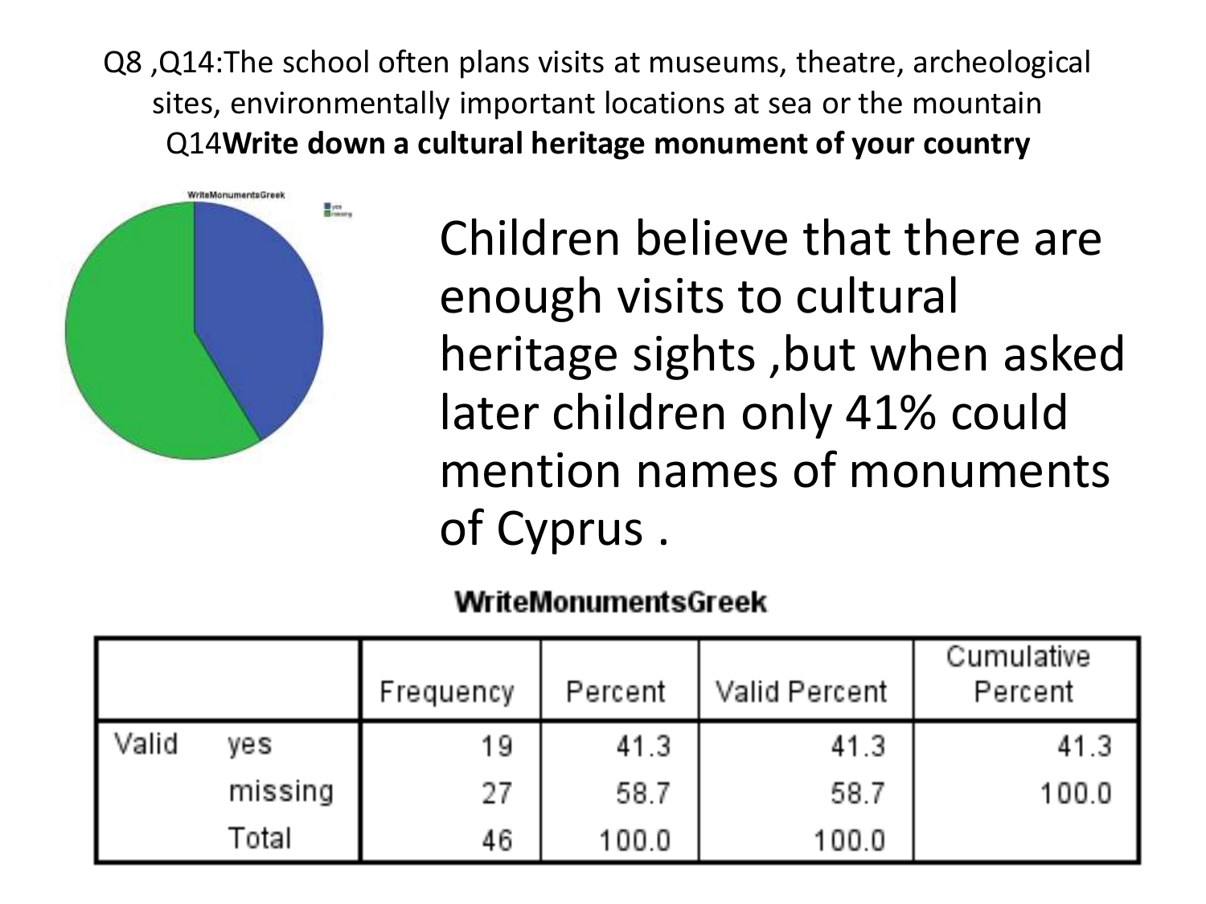Q8 ,Q14:The school often plans visits at museums, theatre, archeological sites, environmentally important locations at sea or the mountain
Q14**Write down a cultural heritage monument of your country**

Children believe that there are enough visits to cultural heritage sights ,but when asked later children only 41% could mention names of monuments of Cyprus .

**WriteMonumentsGreek**

| | | Frequency | Percent | Valid Percent | Cumulative Percent |
|---|---|---|---|---|---|
| Valid | yes | 19 | 41.3 | 41.3 | 41.3 |
| | missing | 27 | 58.7 | 58.7 | 100.0 |
| | Total | 46 | 100.0 | 100.0 | |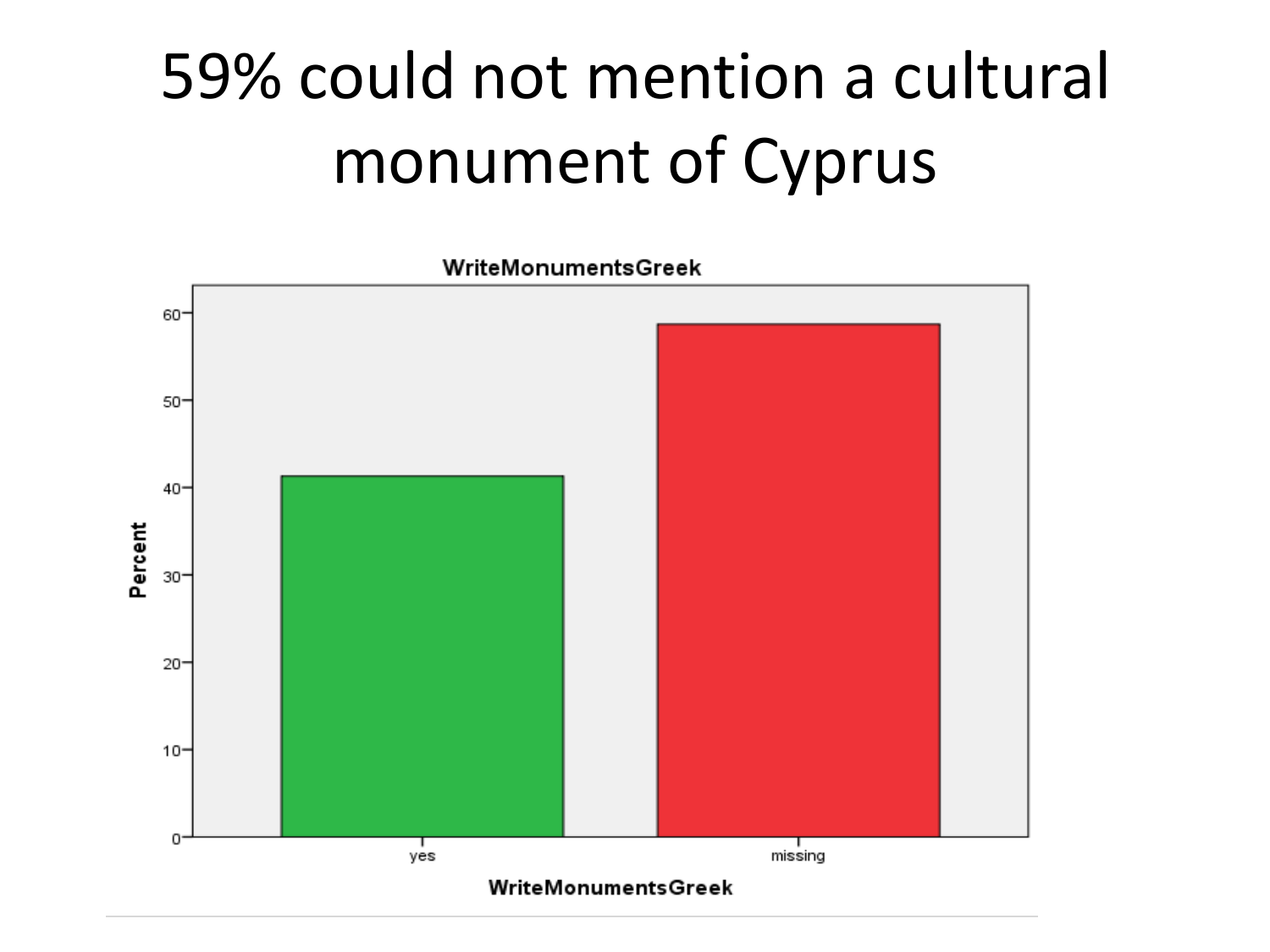# 59% could not mention a cultural monument of Cyprus

WriteMonumentsGreek

Percent

yes

missing

WriteMonumentsGreek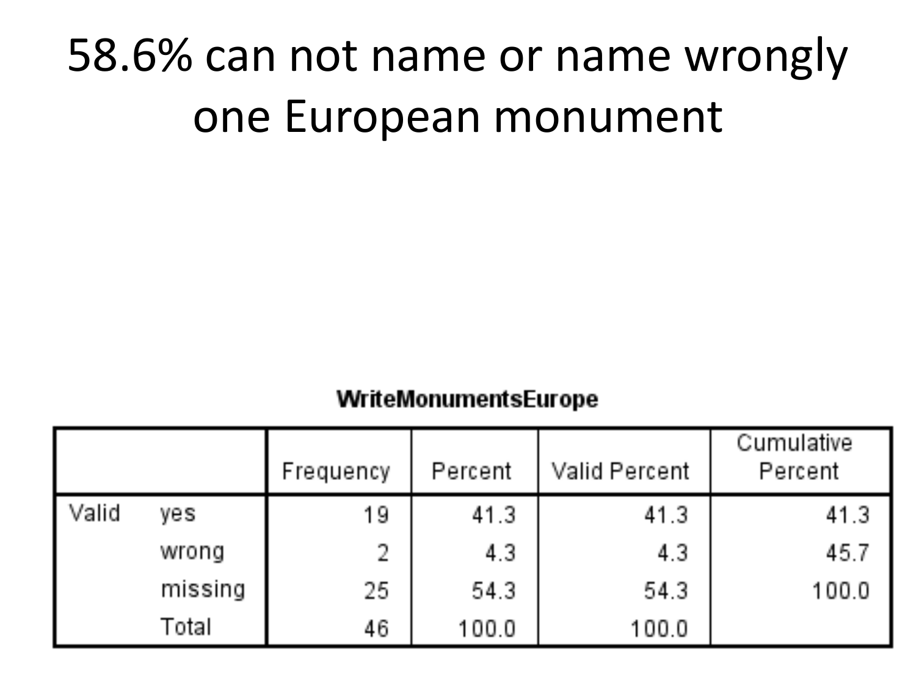# 58.6% can not name or name wrongly one European monument

**WriteMonumentsEurope**

| | | Frequency | Percent | Valid Percent | Cumulative Percent |
|---|---|---|---|---|---|
| Valid | yes | 19 | 41.3 | 41.3 | 41.3 |
| | wrong | 2 | 4.3 | 4.3 | 45.7 |
| | missing | 25 | 54.3 | 54.3 | 100.0 |
| | Total | 46 | 100.0 | 100.0 | |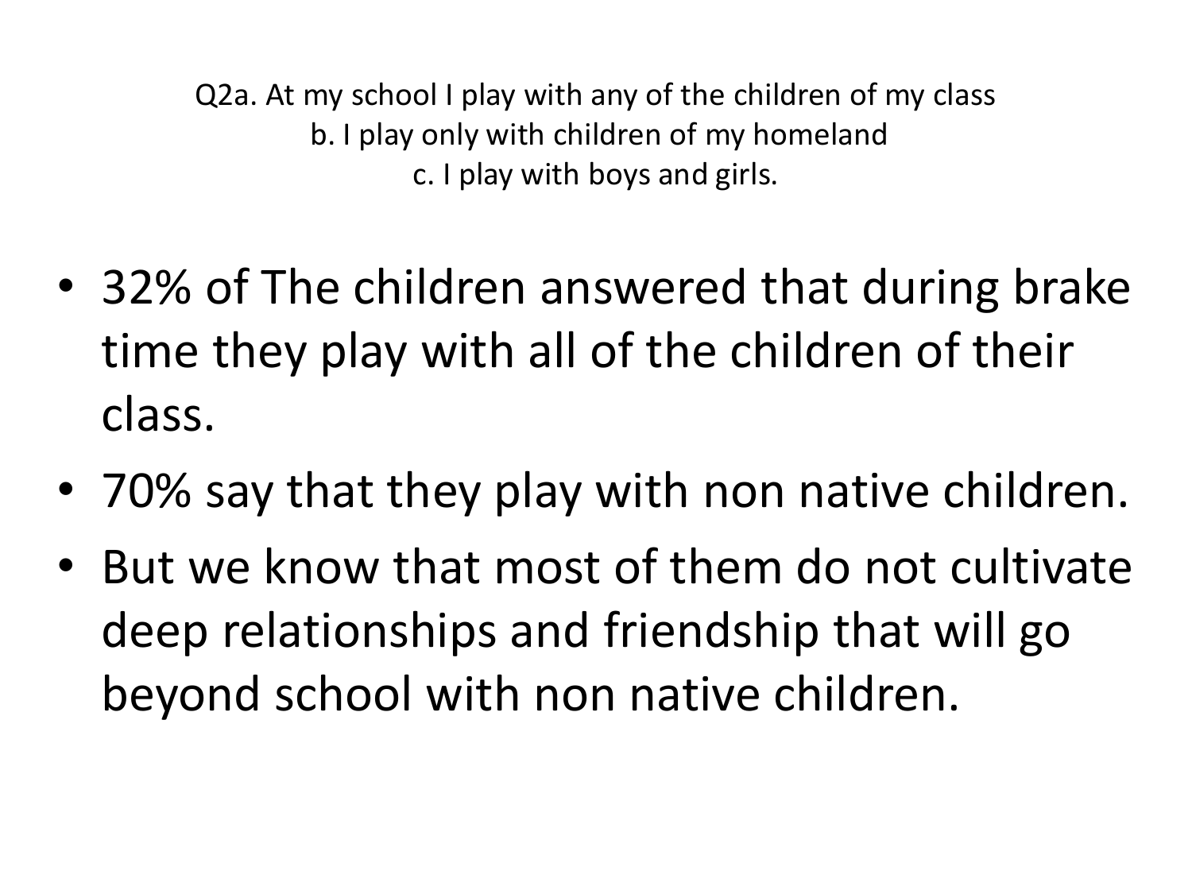Q2a. At my school I play with any of the children of my class
b. I play only with children of my homeland
c. I play with boys and girls.

- 32% of The children answered that during brake time they play with all of the children of their class.
- 70% say that they play with non native children.
- But we know that most of them do not cultivate deep relationships and friendship that will go beyond school with non native children.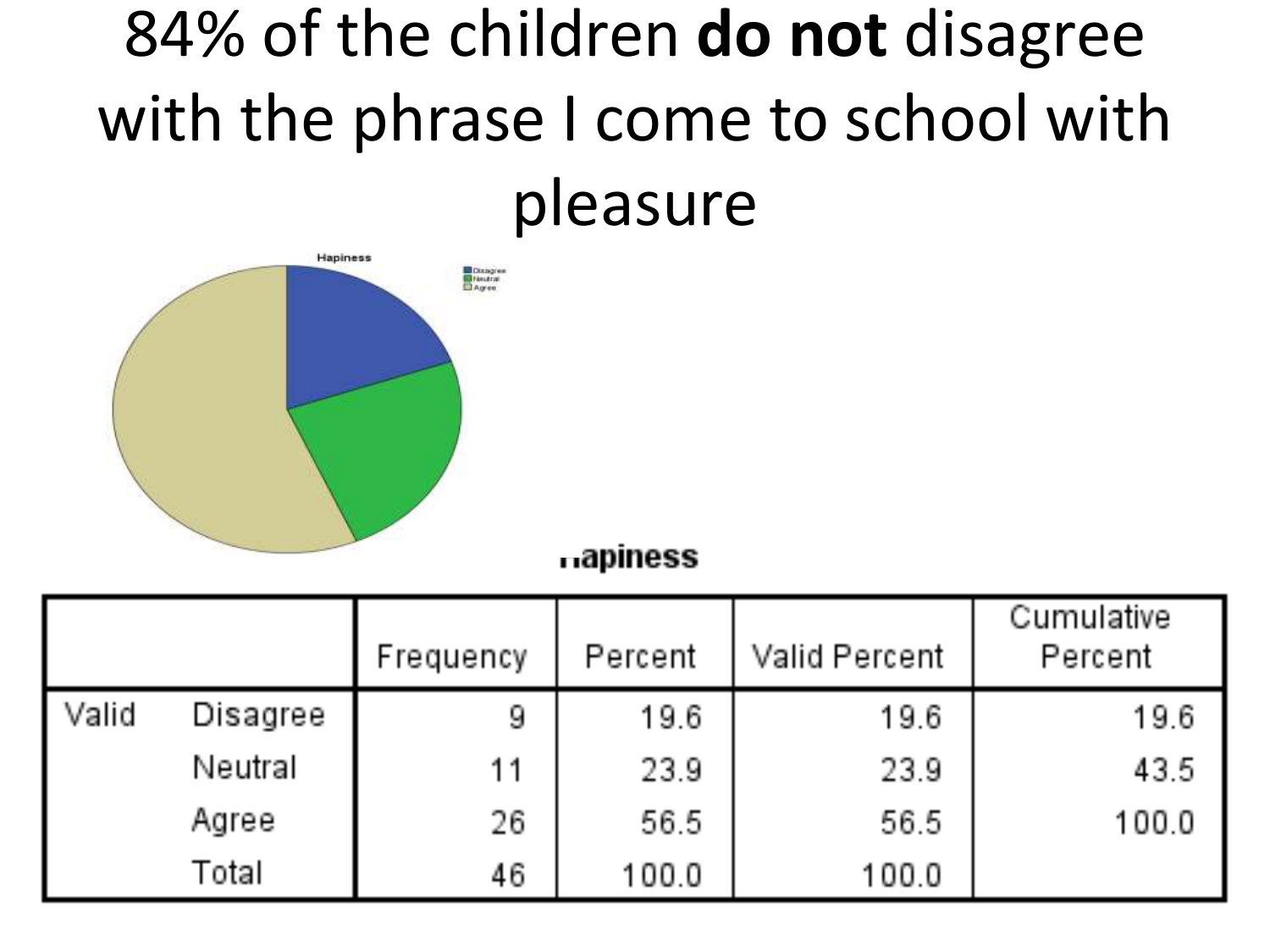# 84% of the children **do not** disagree with the phrase I come to school with pleasure

Hapiness

| | | Frequency | Percent | Valid Percent | Cumulative Percent |
|---|---|---|---|---|---|
| Valid | Disagree | 9 | 19.6 | 19.6 | 19.6 |
| | Neutral | 11 | 23.9 | 23.9 | 43.5 |
| | Agree | 26 | 56.5 | 56.5 | 100.0 |
| | Total | 46 | 100.0 | 100.0 | |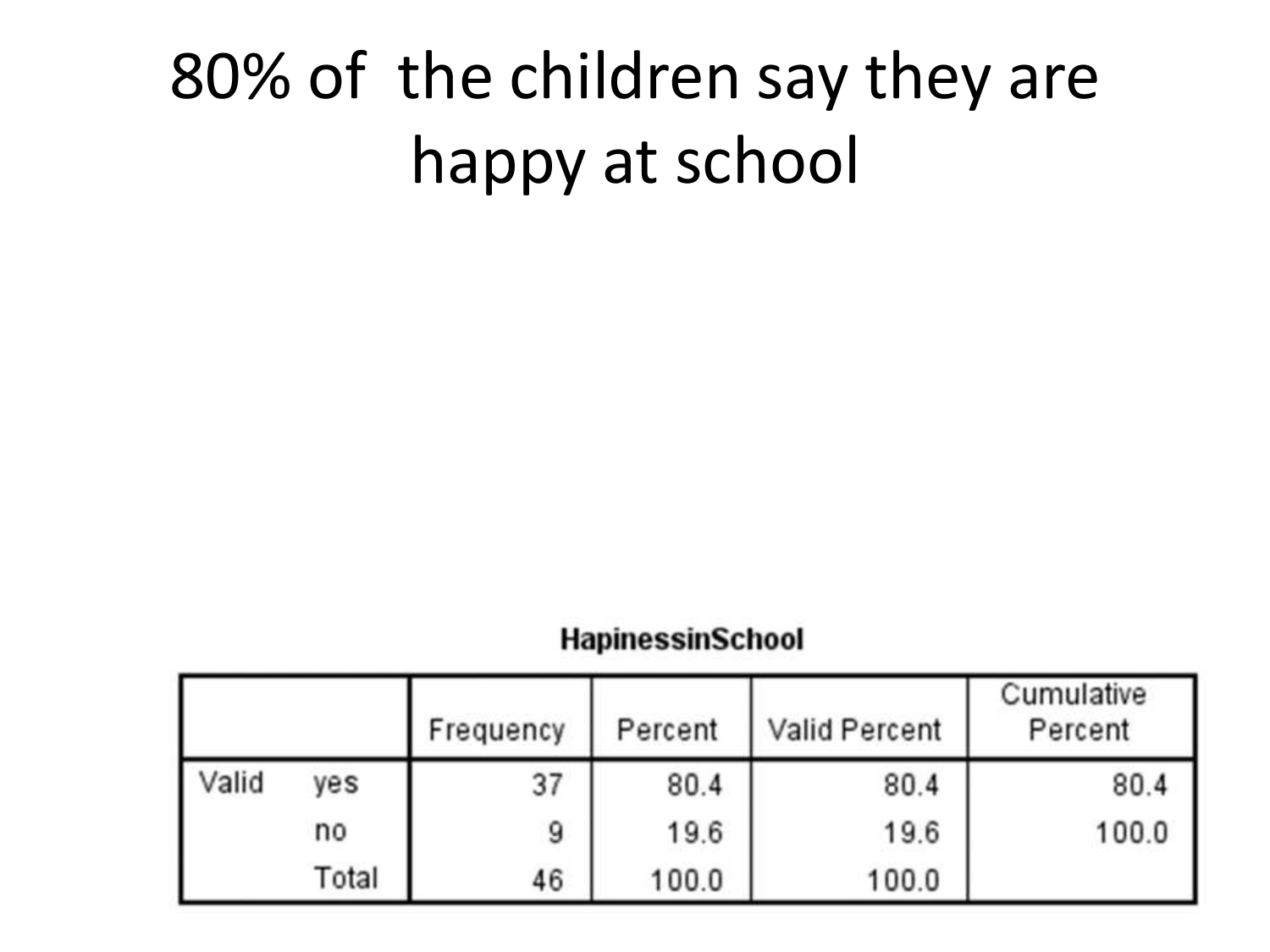# 80% of the children say they are happy at school

**HapinessinSchool**

| | | Frequency | Percent | Valid Percent | Cumulative Percent |
|---|---|---|---|---|---|
| Valid | yes | 37 | 80.4 | 80.4 | 80.4 |
| | no | 9 | 19.6 | 19.6 | 100.0 |
| | Total | 46 | 100.0 | 100.0 | |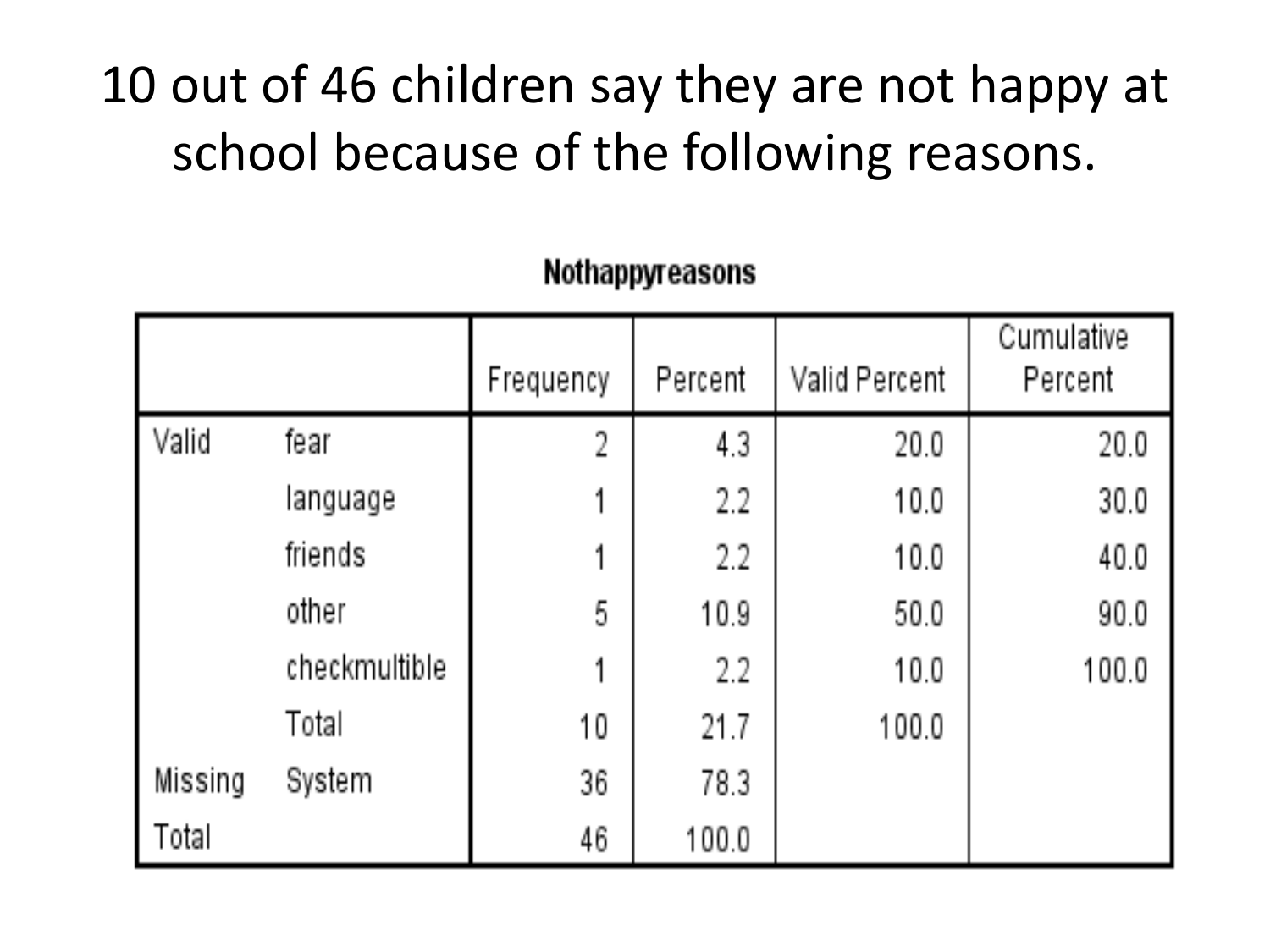# 10 out of 46 children say they are not happy at school because of the following reasons.

**Nothappyreasons**

| | | Frequency | Percent | Valid Percent | Cumulative Percent |
|---|---|---|---|---|---|
| Valid | fear | 2 | 4.3 | 20.0 | 20.0 |
| | language | 1 | 2.2 | 10.0 | 30.0 |
| | friends | 1 | 2.2 | 10.0 | 40.0 |
| | other | 5 | 10.9 | 50.0 | 90.0 |
| | checkmultible | 1 | 2.2 | 10.0 | 100.0 |
| | Total | 10 | 21.7 | 100.0 | |
| Missing | System | 36 | 78.3 | | |
| Total | | 46 | 100.0 | | |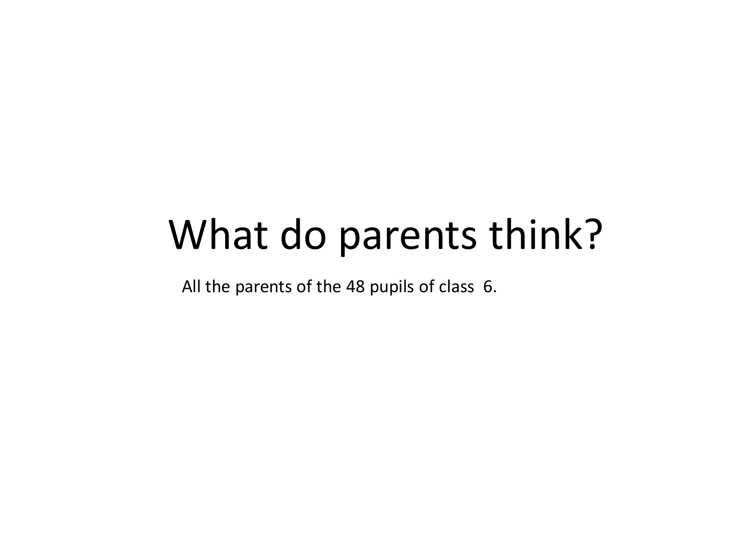# What do parents think?

All the parents of the 48 pupils of class 6.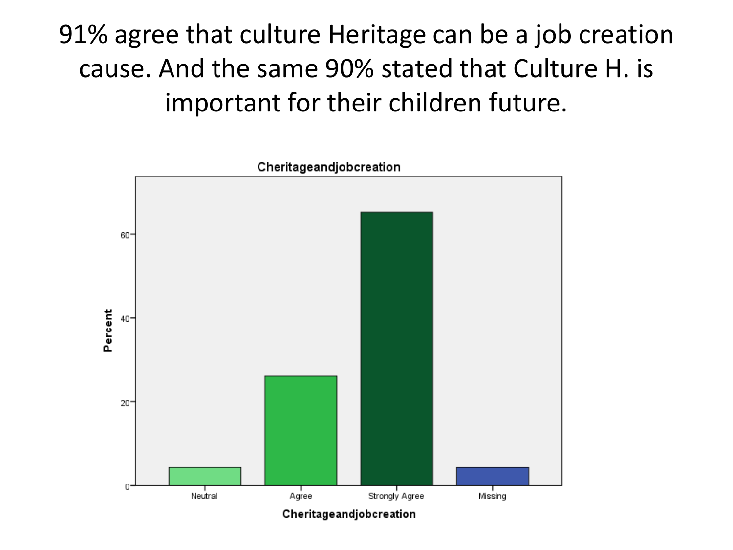# 91% agree that culture Heritage can be a job creation cause. And the same 90% stated that Culture H. is important for their children future.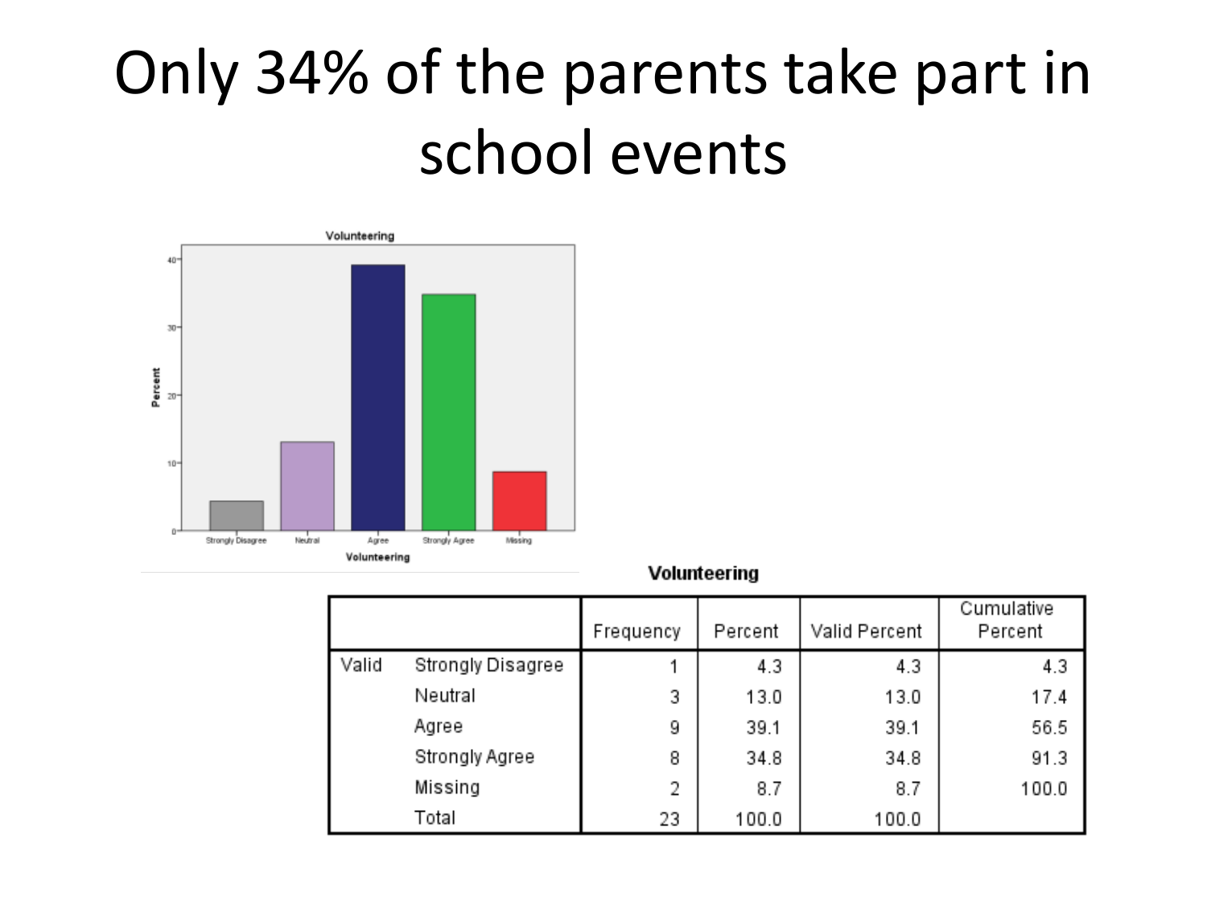# Only 34% of the parents take part in school events

**Volunteering**

| | | Frequency | Percent | Valid Percent | Cumulative Percent |
|---|---|---|---|---|---|
| Valid | Strongly Disagree | 1 | 4.3 | 4.3 | 4.3 |
| | Neutral | 3 | 13.0 | 13.0 | 17.4 |
| | Agree | 9 | 39.1 | 39.1 | 56.5 |
| | Strongly Agree | 8 | 34.8 | 34.8 | 91.3 |
| | Missing | 2 | 8.7 | 8.7 | 100.0 |
| | Total | 23 | 100.0 | 100.0 | |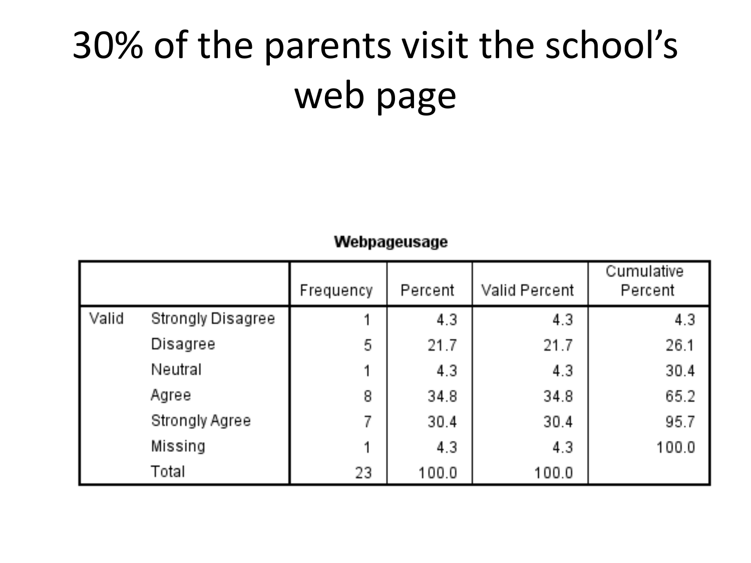# 30% of the parents visit the school's web page

**Webpageusage**

| | | Frequency | Percent | Valid Percent | Cumulative Percent |
|---|---|---|---|---|---|
| Valid | Strongly Disagree | 1 | 4.3 | 4.3 | 4.3 |
| | Disagree | 5 | 21.7 | 21.7 | 26.1 |
| | Neutral | 1 | 4.3 | 4.3 | 30.4 |
| | Agree | 8 | 34.8 | 34.8 | 65.2 |
| | Strongly Agree | 7 | 30.4 | 30.4 | 95.7 |
| | Missing | 1 | 4.3 | 4.3 | 100.0 |
| | Total | 23 | 100.0 | 100.0 | |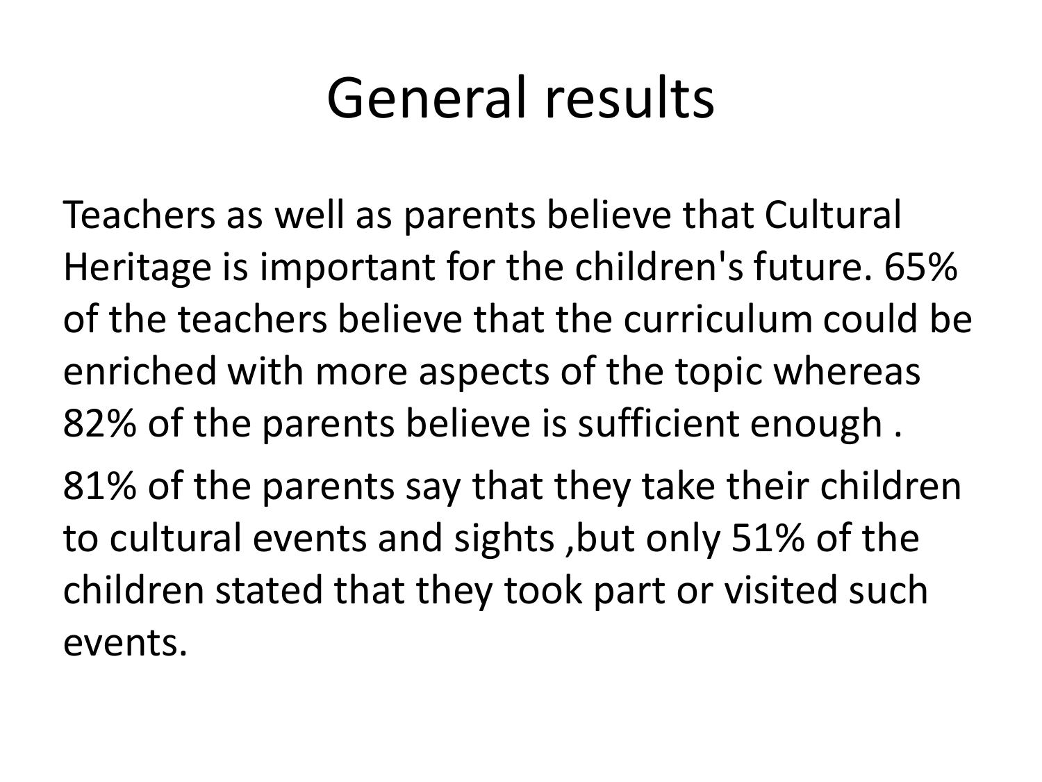# General results

Teachers as well as parents believe that Cultural Heritage is important for the children's future. 65% of the teachers believe that the curriculum could be enriched with more aspects of the topic whereas 82% of the parents believe is sufficient enough .

81% of the parents say that they take their children to cultural events and sights ,but only 51% of the children stated that they took part or visited such events.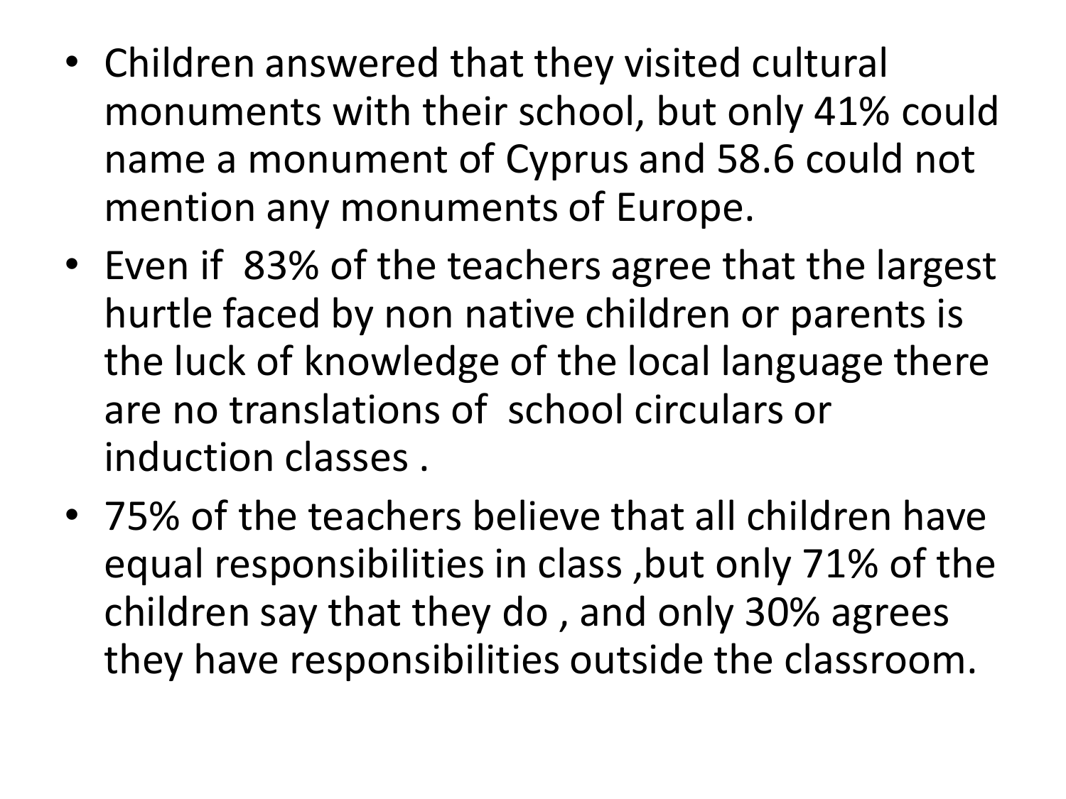- Children answered that they visited cultural monuments with their school, but only 41% could name a monument of Cyprus and 58.6 could not mention any monuments of Europe.
- Even if 83% of the teachers agree that the largest hurtle faced by non native children or parents is the luck of knowledge of the local language there are no translations of school circulars or induction classes .
- 75% of the teachers believe that all children have equal responsibilities in class ,but only 71% of the children say that they do , and only 30% agrees they have responsibilities outside the classroom.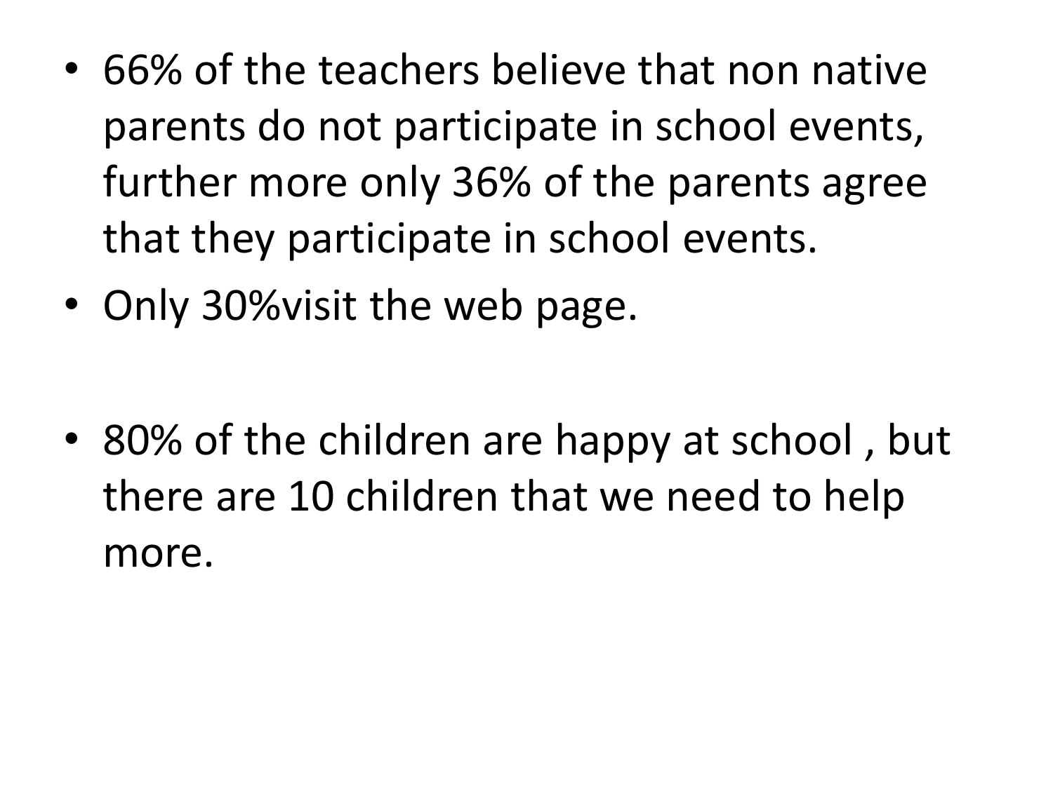- 66% of the teachers believe that non native parents do not participate in school events, further more only 36% of the parents agree that they participate in school events.
- Only 30%visit the web page.

- 80% of the children are happy at school , but there are 10 children that we need to help more.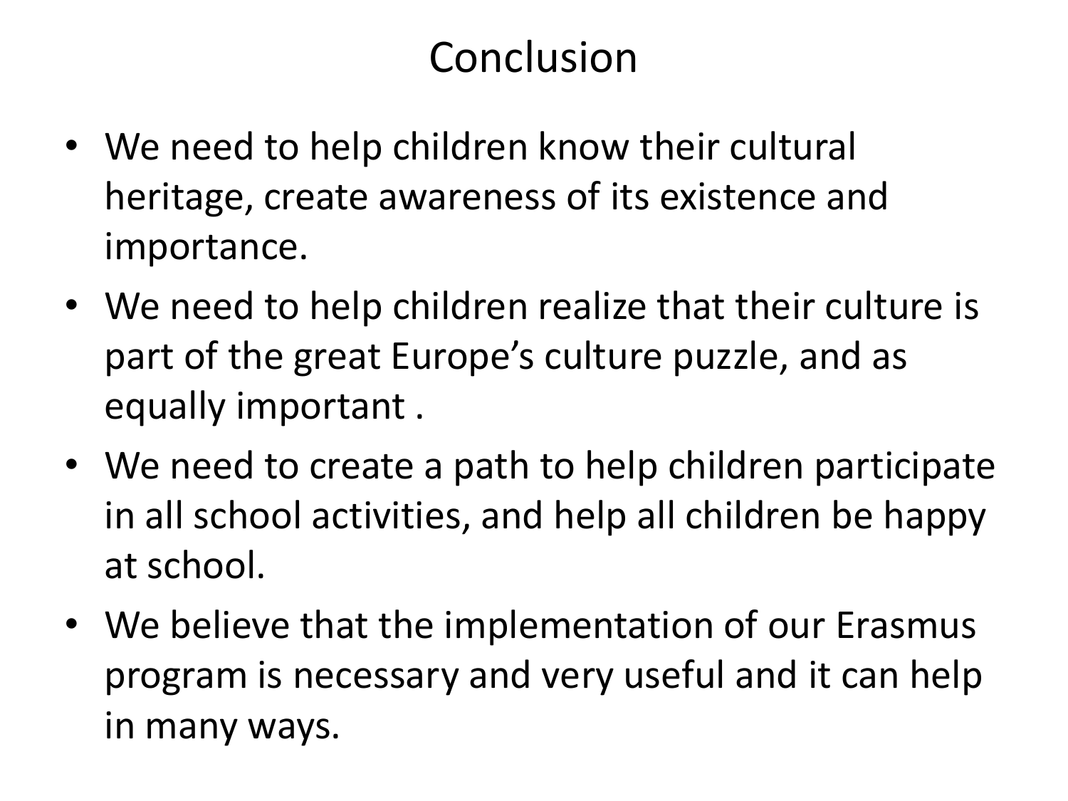# Conclusion

- We need to help children know their cultural heritage, create awareness of its existence and importance.
- We need to help children realize that their culture is part of the great Europe's culture puzzle, and as equally important .
- We need to create a path to help children participate in all school activities, and help all children be happy at school.
- We believe that the implementation of our Erasmus program is necessary and very useful and it can help in many ways.